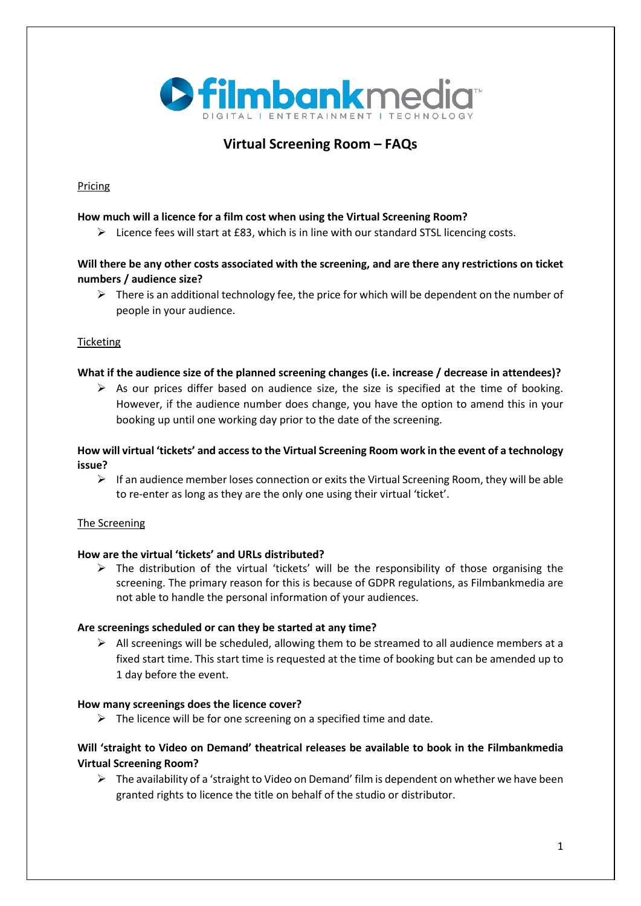filmbankmedia™
DIGITAL | ENTERTAINMENT | TECHNOLOGY

# Virtual Screening Room – FAQs

## Pricing

**How much will a licence for a film cost when using the Virtual Screening Room?**

- Licence fees will start at £83, which is in line with our standard STSL licencing costs.

**Will there be any other costs associated with the screening, and are there any restrictions on ticket numbers / audience size?**

- There is an additional technology fee, the price for which will be dependent on the number of people in your audience.

## Ticketing

**What if the audience size of the planned screening changes (i.e. increase / decrease in attendees)?**

- As our prices differ based on audience size, the size is specified at the time of booking. However, if the audience number does change, you have the option to amend this in your booking up until one working day prior to the date of the screening.

**How will virtual 'tickets' and access to the Virtual Screening Room work in the event of a technology issue?**

- If an audience member loses connection or exits the Virtual Screening Room, they will be able to re-enter as long as they are the only one using their virtual 'ticket'.

## The Screening

**How are the virtual 'tickets' and URLs distributed?**

- The distribution of the virtual 'tickets' will be the responsibility of those organising the screening. The primary reason for this is because of GDPR regulations, as Filmbankmedia are not able to handle the personal information of your audiences.

**Are screenings scheduled or can they be started at any time?**

- All screenings will be scheduled, allowing them to be streamed to all audience members at a fixed start time. This start time is requested at the time of booking but can be amended up to 1 day before the event.

**How many screenings does the licence cover?**

- The licence will be for one screening on a specified time and date.

**Will 'straight to Video on Demand' theatrical releases be available to book in the Filmbankmedia Virtual Screening Room?**

- The availability of a 'straight to Video on Demand' film is dependent on whether we have been granted rights to licence the title on behalf of the studio or distributor.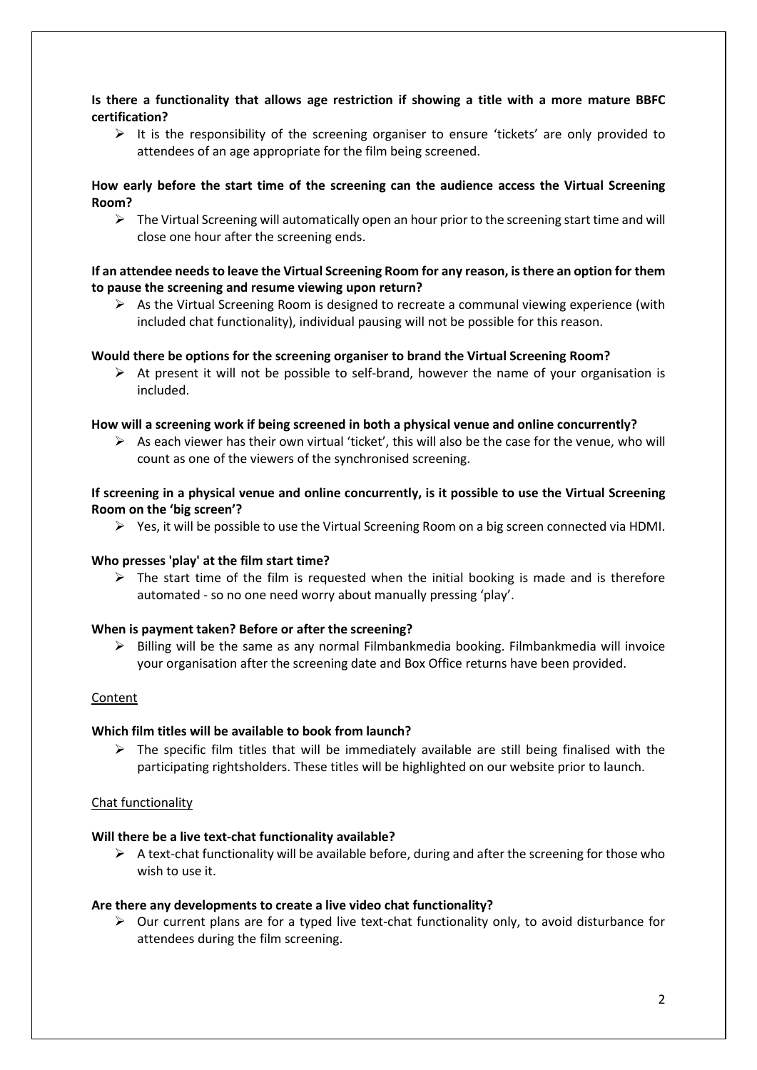**Is there a functionality that allows age restriction if showing a title with a more mature BBFC certification?**

- It is the responsibility of the screening organiser to ensure 'tickets' are only provided to attendees of an age appropriate for the film being screened.

**How early before the start time of the screening can the audience access the Virtual Screening Room?**

- The Virtual Screening will automatically open an hour prior to the screening start time and will close one hour after the screening ends.

**If an attendee needs to leave the Virtual Screening Room for any reason, is there an option for them to pause the screening and resume viewing upon return?**

- As the Virtual Screening Room is designed to recreate a communal viewing experience (with included chat functionality), individual pausing will not be possible for this reason.

**Would there be options for the screening organiser to brand the Virtual Screening Room?**

- At present it will not be possible to self-brand, however the name of your organisation is included.

**How will a screening work if being screened in both a physical venue and online concurrently?**

- As each viewer has their own virtual 'ticket', this will also be the case for the venue, who will count as one of the viewers of the synchronised screening.

**If screening in a physical venue and online concurrently, is it possible to use the Virtual Screening Room on the 'big screen'?**

- Yes, it will be possible to use the Virtual Screening Room on a big screen connected via HDMI.

**Who presses 'play' at the film start time?**

- The start time of the film is requested when the initial booking is made and is therefore automated - so no one need worry about manually pressing 'play'.

**When is payment taken? Before or after the screening?**

- Billing will be the same as any normal Filmbankmedia booking. Filmbankmedia will invoice your organisation after the screening date and Box Office returns have been provided.

<u>Content</u>

**Which film titles will be available to book from launch?**

- The specific film titles that will be immediately available are still being finalised with the participating rightsholders. These titles will be highlighted on our website prior to launch.

<u>Chat functionality</u>

**Will there be a live text-chat functionality available?**

- A text-chat functionality will be available before, during and after the screening for those who wish to use it.

**Are there any developments to create a live video chat functionality?**

- Our current plans are for a typed live text-chat functionality only, to avoid disturbance for attendees during the film screening.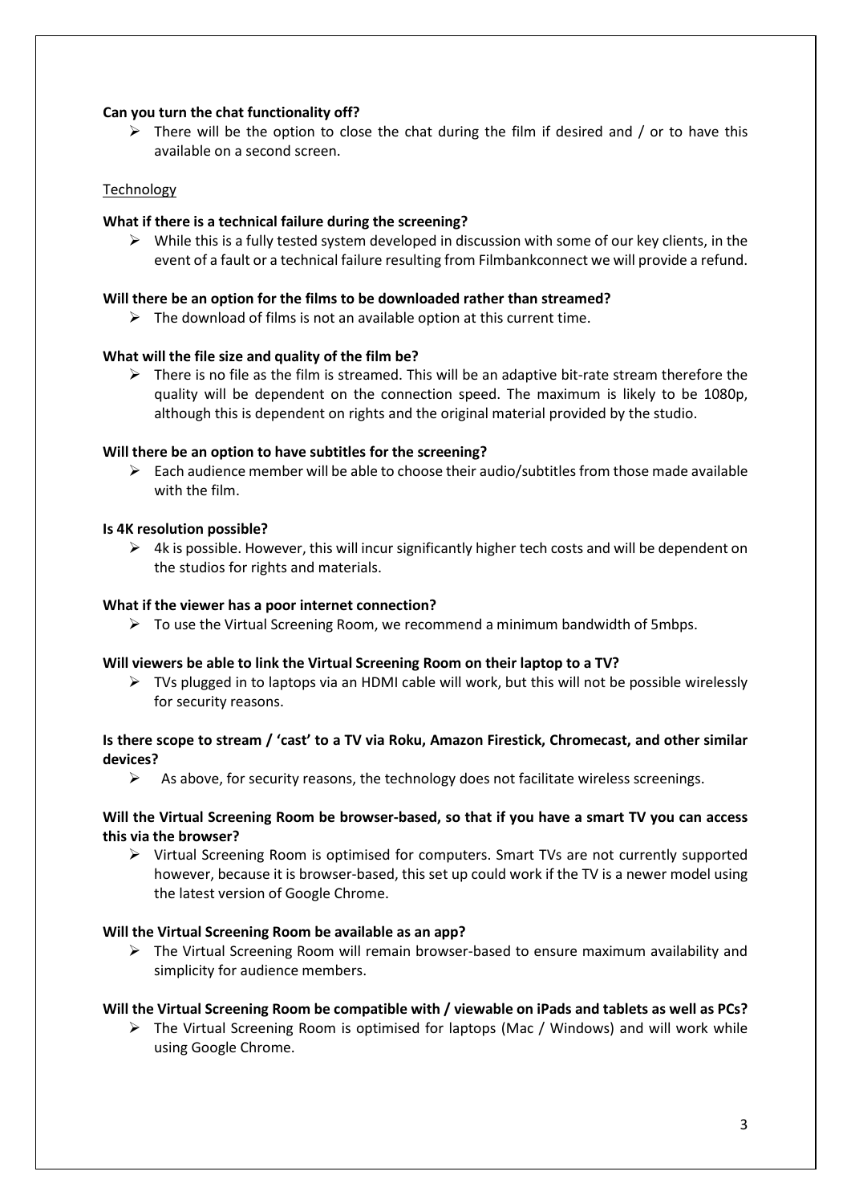**Can you turn the chat functionality off?**

- There will be the option to close the chat during the film if desired and / or to have this available on a second screen.

Technology

**What if there is a technical failure during the screening?**

- While this is a fully tested system developed in discussion with some of our key clients, in the event of a fault or a technical failure resulting from Filmbankconnect we will provide a refund.

**Will there be an option for the films to be downloaded rather than streamed?**

- The download of films is not an available option at this current time.

**What will the file size and quality of the film be?**

- There is no file as the film is streamed. This will be an adaptive bit-rate stream therefore the quality will be dependent on the connection speed. The maximum is likely to be 1080p, although this is dependent on rights and the original material provided by the studio.

**Will there be an option to have subtitles for the screening?**

- Each audience member will be able to choose their audio/subtitles from those made available with the film.

**Is 4K resolution possible?**

- 4k is possible. However, this will incur significantly higher tech costs and will be dependent on the studios for rights and materials.

**What if the viewer has a poor internet connection?**

- To use the Virtual Screening Room, we recommend a minimum bandwidth of 5mbps.

**Will viewers be able to link the Virtual Screening Room on their laptop to a TV?**

- TVs plugged in to laptops via an HDMI cable will work, but this will not be possible wirelessly for security reasons.

**Is there scope to stream / 'cast' to a TV via Roku, Amazon Firestick, Chromecast, and other similar devices?**

- As above, for security reasons, the technology does not facilitate wireless screenings.

**Will the Virtual Screening Room be browser-based, so that if you have a smart TV you can access this via the browser?**

- Virtual Screening Room is optimised for computers. Smart TVs are not currently supported however, because it is browser-based, this set up could work if the TV is a newer model using the latest version of Google Chrome.

**Will the Virtual Screening Room be available as an app?**

- The Virtual Screening Room will remain browser-based to ensure maximum availability and simplicity for audience members.

**Will the Virtual Screening Room be compatible with / viewable on iPads and tablets as well as PCs?**

- The Virtual Screening Room is optimised for laptops (Mac / Windows) and will work while using Google Chrome.